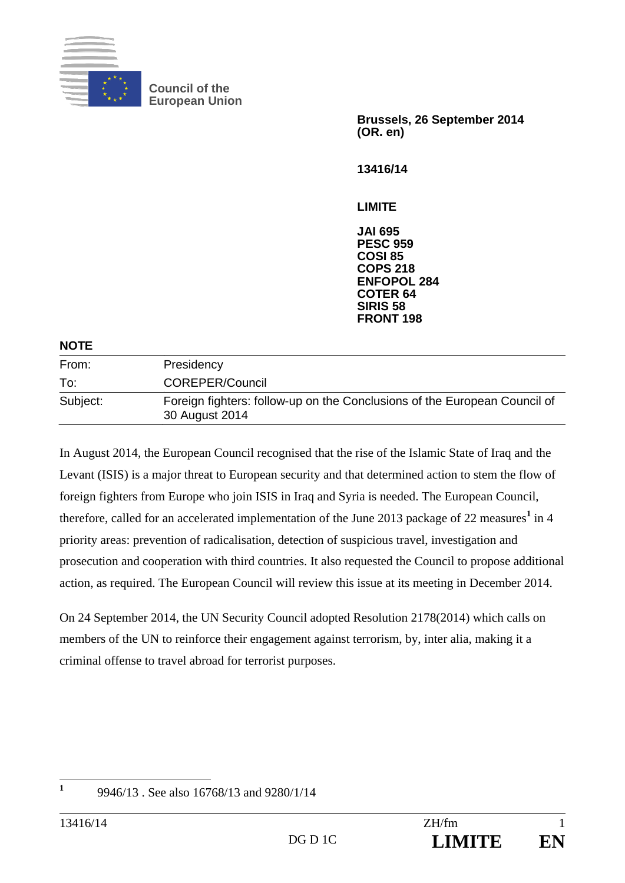Council of the
European Union

**Brussels, 26 September 2014**
**(OR. en)**

**13416/14**

**LIMITE**

**JAI 695**
**PESC 959**
**COSI 85**
**COPS 218**
**ENFOPOL 284**
**COTER 64**
**SIRIS 58**
**FRONT 198**

**NOTE**

| | |
|---|---|
| From: | Presidency |
| To: | COREPER/Council |
| Subject: | Foreign fighters: follow-up on the Conclusions of the European Council of 30 August 2014 |

In August 2014, the European Council recognised that the rise of the Islamic State of Iraq and the Levant (ISIS) is a major threat to European security and that determined action to stem the flow of foreign fighters from Europe who join ISIS in Iraq and Syria is needed. The European Council, therefore, called for an accelerated implementation of the June 2013 package of 22 measures[1] in 4 priority areas: prevention of radicalisation, detection of suspicious travel, investigation and prosecution and cooperation with third countries. It also requested the Council to propose additional action, as required. The European Council will review this issue at its meeting in December 2014.

On 24 September 2014, the UN Security Council adopted Resolution 2178(2014) which calls on members of the UN to reinforce their engagement against terrorism, by, inter alia, making it a criminal offense to travel abroad for terrorist purposes.

[1] 9946/13 . See also 16768/13 and 9280/1/14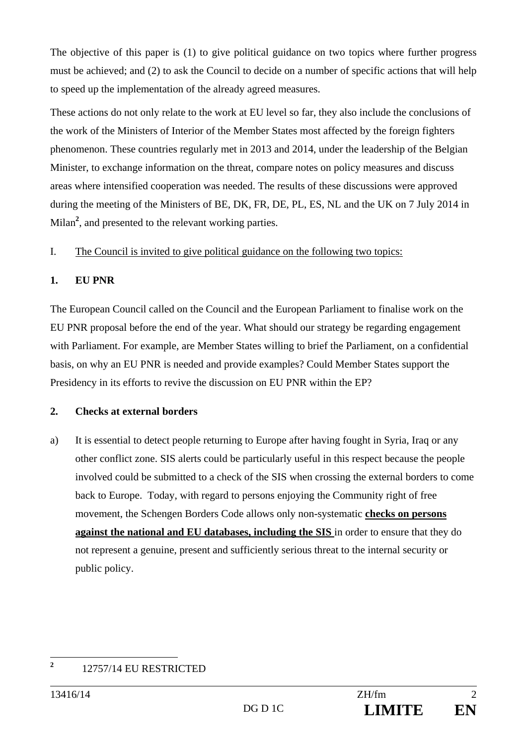The objective of this paper is (1) to give political guidance on two topics where further progress must be achieved; and (2) to ask the Council to decide on a number of specific actions that will help to speed up the implementation of the already agreed measures.

These actions do not only relate to the work at EU level so far, they also include the conclusions of the work of the Ministers of Interior of the Member States most affected by the foreign fighters phenomenon. These countries regularly met in 2013 and 2014, under the leadership of the Belgian Minister, to exchange information on the threat, compare notes on policy measures and discuss areas where intensified cooperation was needed. The results of these discussions were approved during the meeting of the Ministers of BE, DK, FR, DE, PL, ES, NL and the UK on 7 July 2014 in Milan[2], and presented to the relevant working parties.

I. The Council is invited to give political guidance on the following two topics:

**1. EU PNR**

The European Council called on the Council and the European Parliament to finalise work on the EU PNR proposal before the end of the year. What should our strategy be regarding engagement with Parliament. For example, are Member States willing to brief the Parliament, on a confidential basis, on why an EU PNR is needed and provide examples? Could Member States support the Presidency in its efforts to revive the discussion on EU PNR within the EP?

**2. Checks at external borders**

a) It is essential to detect people returning to Europe after having fought in Syria, Iraq or any other conflict zone. SIS alerts could be particularly useful in this respect because the people involved could be submitted to a check of the SIS when crossing the external borders to come back to Europe. Today, with regard to persons enjoying the Community right of free movement, the Schengen Borders Code allows only non-systematic **checks on persons against the national and EU databases, including the SIS** in order to ensure that they do not represent a genuine, present and sufficiently serious threat to the internal security or public policy.

---

[2] 12757/14 EU RESTRICTED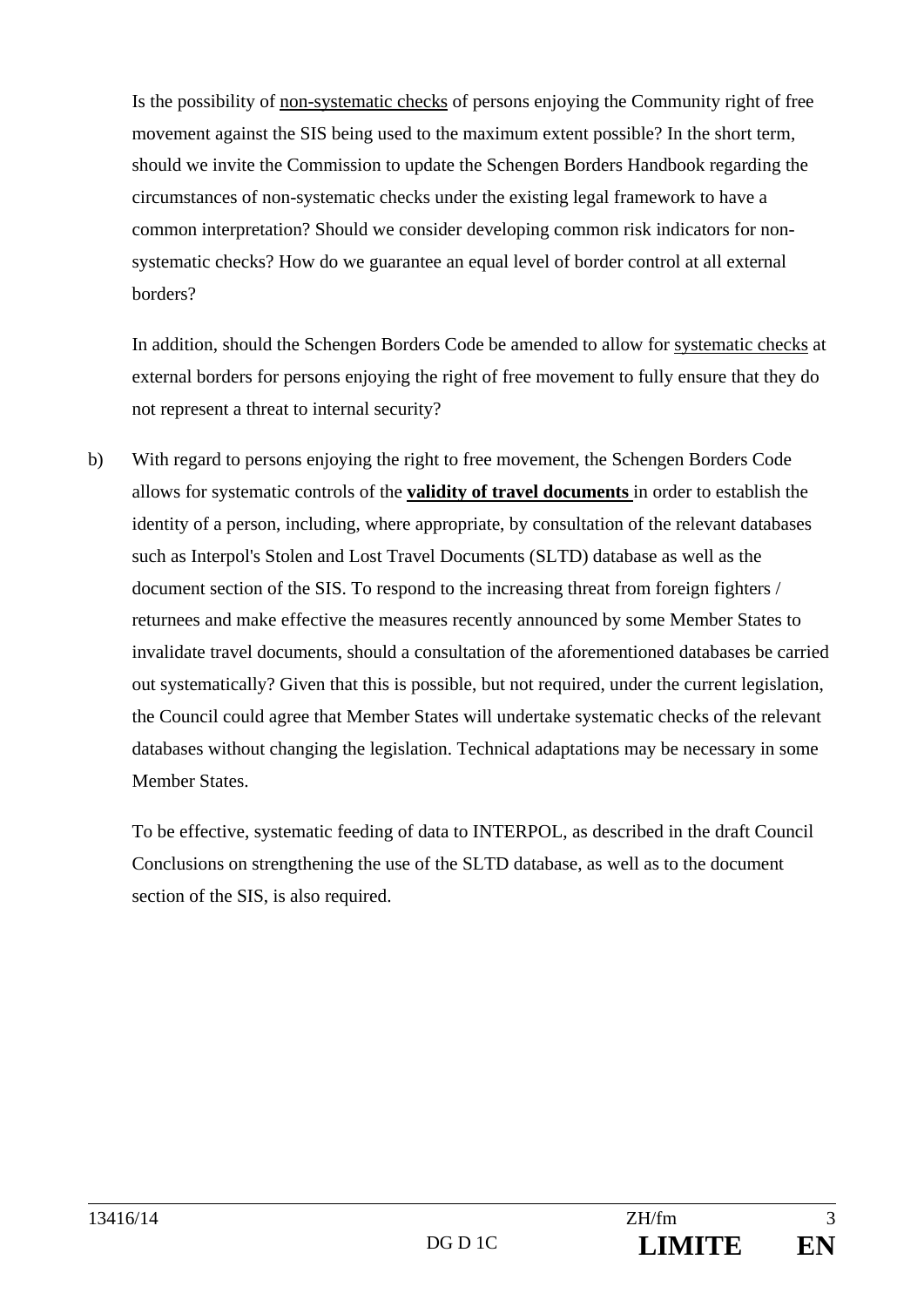Is the possibility of <u>non-systematic checks</u> of persons enjoying the Community right of free movement against the SIS being used to the maximum extent possible? In the short term, should we invite the Commission to update the Schengen Borders Handbook regarding the circumstances of non-systematic checks under the existing legal framework to have a common interpretation? Should we consider developing common risk indicators for non-systematic checks? How do we guarantee an equal level of border control at all external borders?

In addition, should the Schengen Borders Code be amended to allow for <u>systematic checks</u> at external borders for persons enjoying the right of free movement to fully ensure that they do not represent a threat to internal security?

b) With regard to persons enjoying the right to free movement, the Schengen Borders Code allows for systematic controls of the **<u>validity of travel documents</u>** in order to establish the identity of a person, including, where appropriate, by consultation of the relevant databases such as Interpol's Stolen and Lost Travel Documents (SLTD) database as well as the document section of the SIS. To respond to the increasing threat from foreign fighters / returnees and make effective the measures recently announced by some Member States to invalidate travel documents, should a consultation of the aforementioned databases be carried out systematically? Given that this is possible, but not required, under the current legislation, the Council could agree that Member States will undertake systematic checks of the relevant databases without changing the legislation. Technical adaptations may be necessary in some Member States.

To be effective, systematic feeding of data to INTERPOL, as described in the draft Council Conclusions on strengthening the use of the SLTD database, as well as to the document section of the SIS, is also required.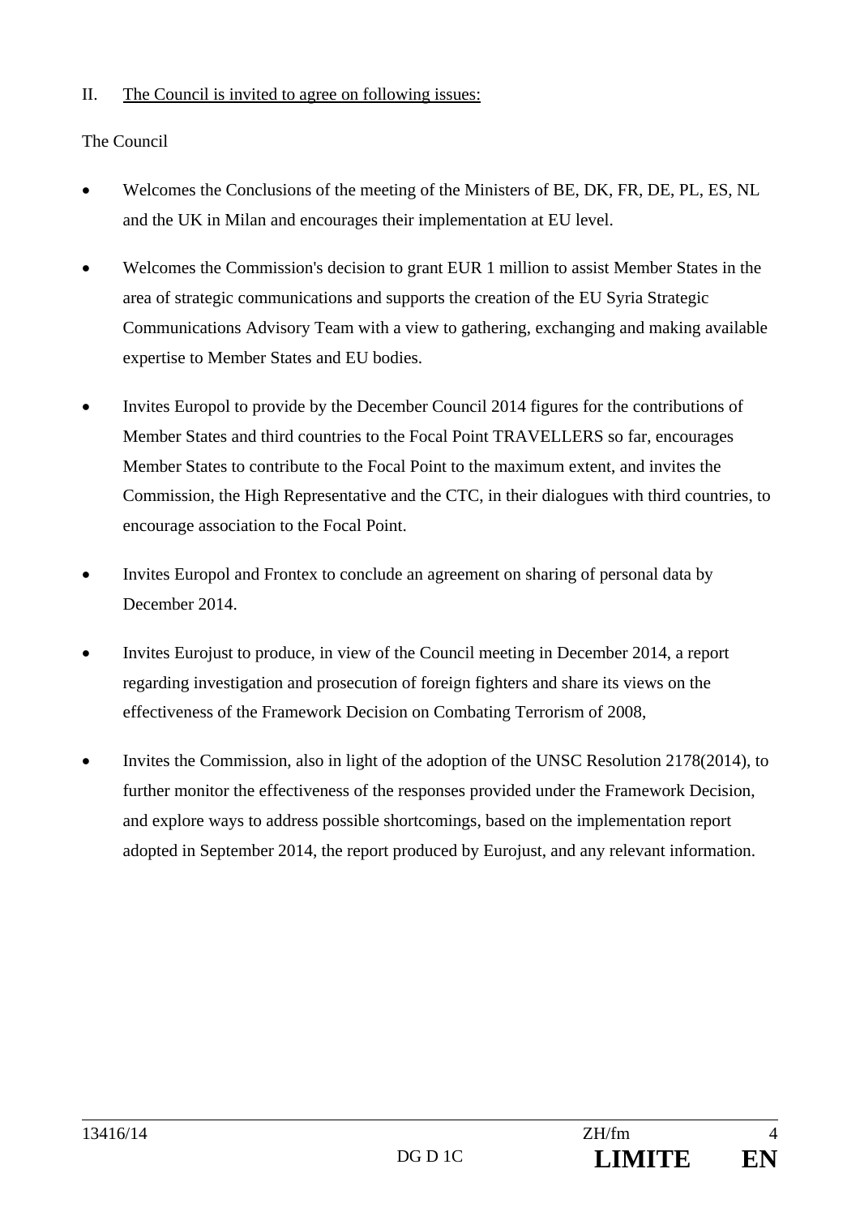II. <u>The Council is invited to agree on following issues:</u>

The Council

- Welcomes the Conclusions of the meeting of the Ministers of BE, DK, FR, DE, PL, ES, NL and the UK in Milan and encourages their implementation at EU level.
- Welcomes the Commission's decision to grant EUR 1 million to assist Member States in the area of strategic communications and supports the creation of the EU Syria Strategic Communications Advisory Team with a view to gathering, exchanging and making available expertise to Member States and EU bodies.
- Invites Europol to provide by the December Council 2014 figures for the contributions of Member States and third countries to the Focal Point TRAVELLERS so far, encourages Member States to contribute to the Focal Point to the maximum extent, and invites the Commission, the High Representative and the CTC, in their dialogues with third countries, to encourage association to the Focal Point.
- Invites Europol and Frontex to conclude an agreement on sharing of personal data by December 2014.
- Invites Eurojust to produce, in view of the Council meeting in December 2014, a report regarding investigation and prosecution of foreign fighters and share its views on the effectiveness of the Framework Decision on Combating Terrorism of 2008,
- Invites the Commission, also in light of the adoption of the UNSC Resolution 2178(2014), to further monitor the effectiveness of the responses provided under the Framework Decision, and explore ways to address possible shortcomings, based on the implementation report adopted in September 2014, the report produced by Eurojust, and any relevant information.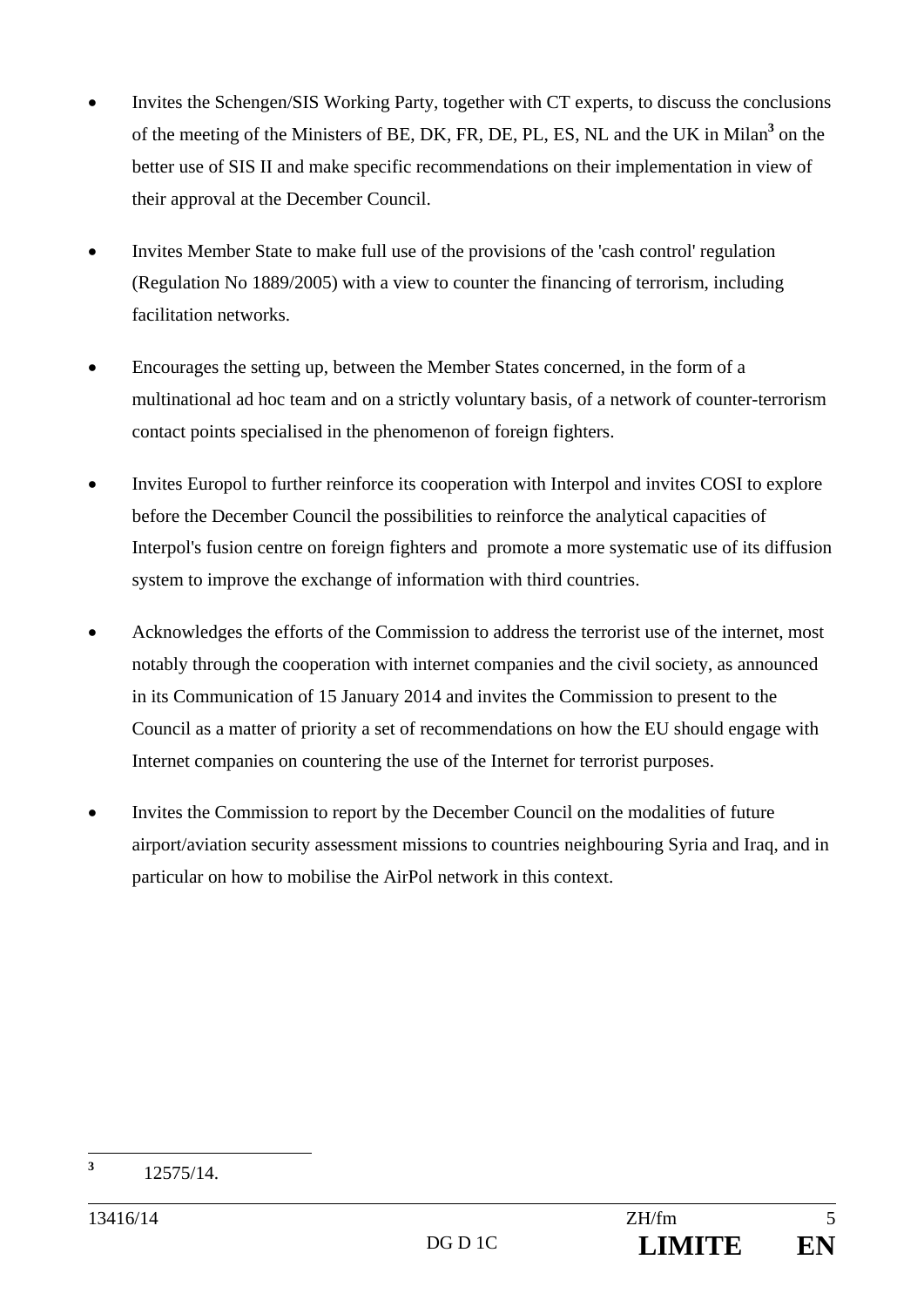- Invites the Schengen/SIS Working Party, together with CT experts, to discuss the conclusions of the meeting of the Ministers of BE, DK, FR, DE, PL, ES, NL and the UK in Milan[3] on the better use of SIS II and make specific recommendations on their implementation in view of their approval at the December Council.

- Invites Member State to make full use of the provisions of the 'cash control' regulation (Regulation No 1889/2005) with a view to counter the financing of terrorism, including facilitation networks.

- Encourages the setting up, between the Member States concerned, in the form of a multinational ad hoc team and on a strictly voluntary basis, of a network of counter-terrorism contact points specialised in the phenomenon of foreign fighters.

- Invites Europol to further reinforce its cooperation with Interpol and invites COSI to explore before the December Council the possibilities to reinforce the analytical capacities of Interpol's fusion centre on foreign fighters and promote a more systematic use of its diffusion system to improve the exchange of information with third countries.

- Acknowledges the efforts of the Commission to address the terrorist use of the internet, most notably through the cooperation with internet companies and the civil society, as announced in its Communication of 15 January 2014 and invites the Commission to present to the Council as a matter of priority a set of recommendations on how the EU should engage with Internet companies on countering the use of the Internet for terrorist purposes.

- Invites the Commission to report by the December Council on the modalities of future airport/aviation security assessment missions to countries neighbouring Syria and Iraq, and in particular on how to mobilise the AirPol network in this context.

---

[3] 12575/14.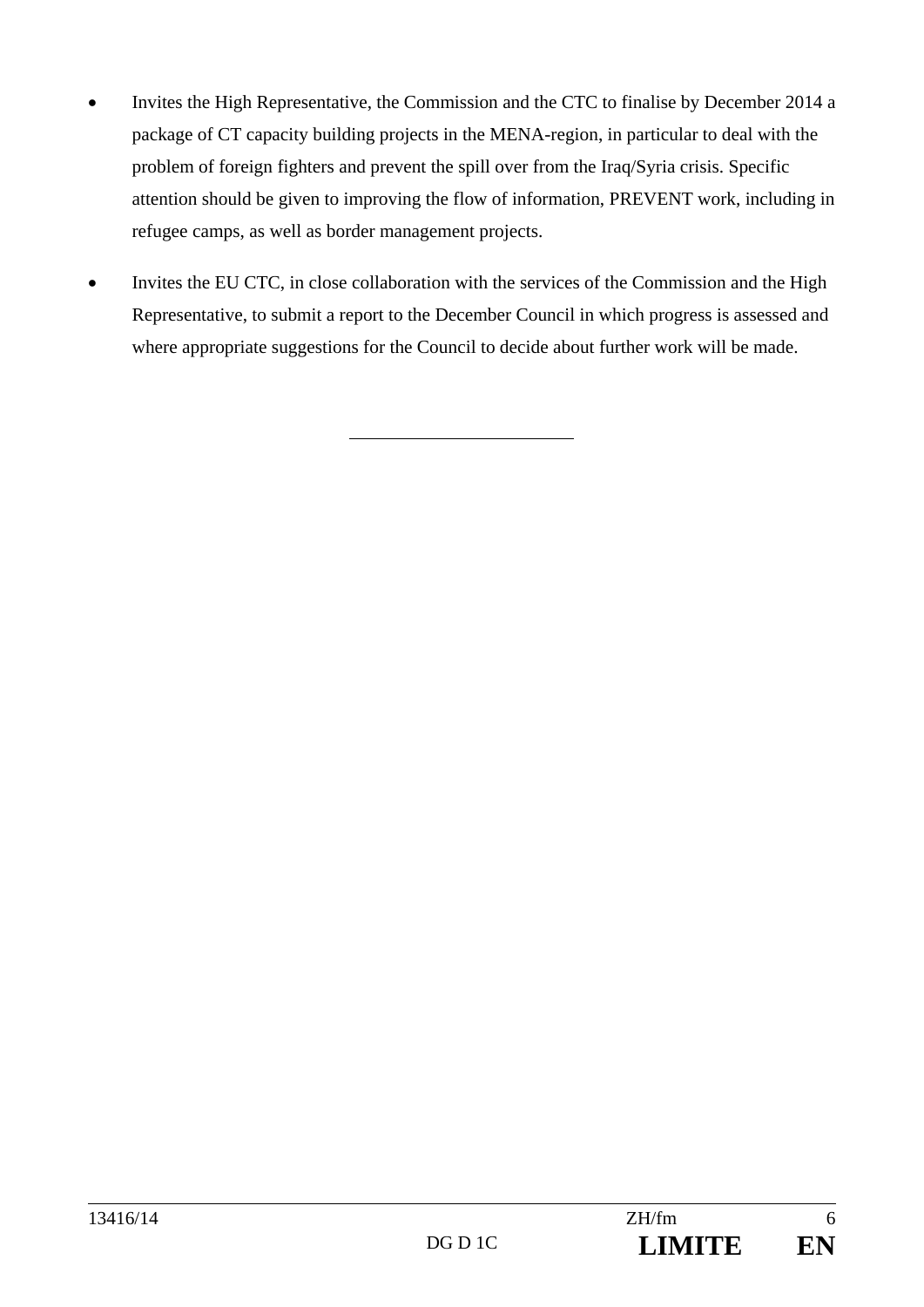- Invites the High Representative, the Commission and the CTC to finalise by December 2014 a package of CT capacity building projects in the MENA-region, in particular to deal with the problem of foreign fighters and prevent the spill over from the Iraq/Syria crisis. Specific attention should be given to improving the flow of information, PREVENT work, including in refugee camps, as well as border management projects.

- Invites the EU CTC, in close collaboration with the services of the Commission and the High Representative, to submit a report to the December Council in which progress is assessed and where appropriate suggestions for the Council to decide about further work will be made.